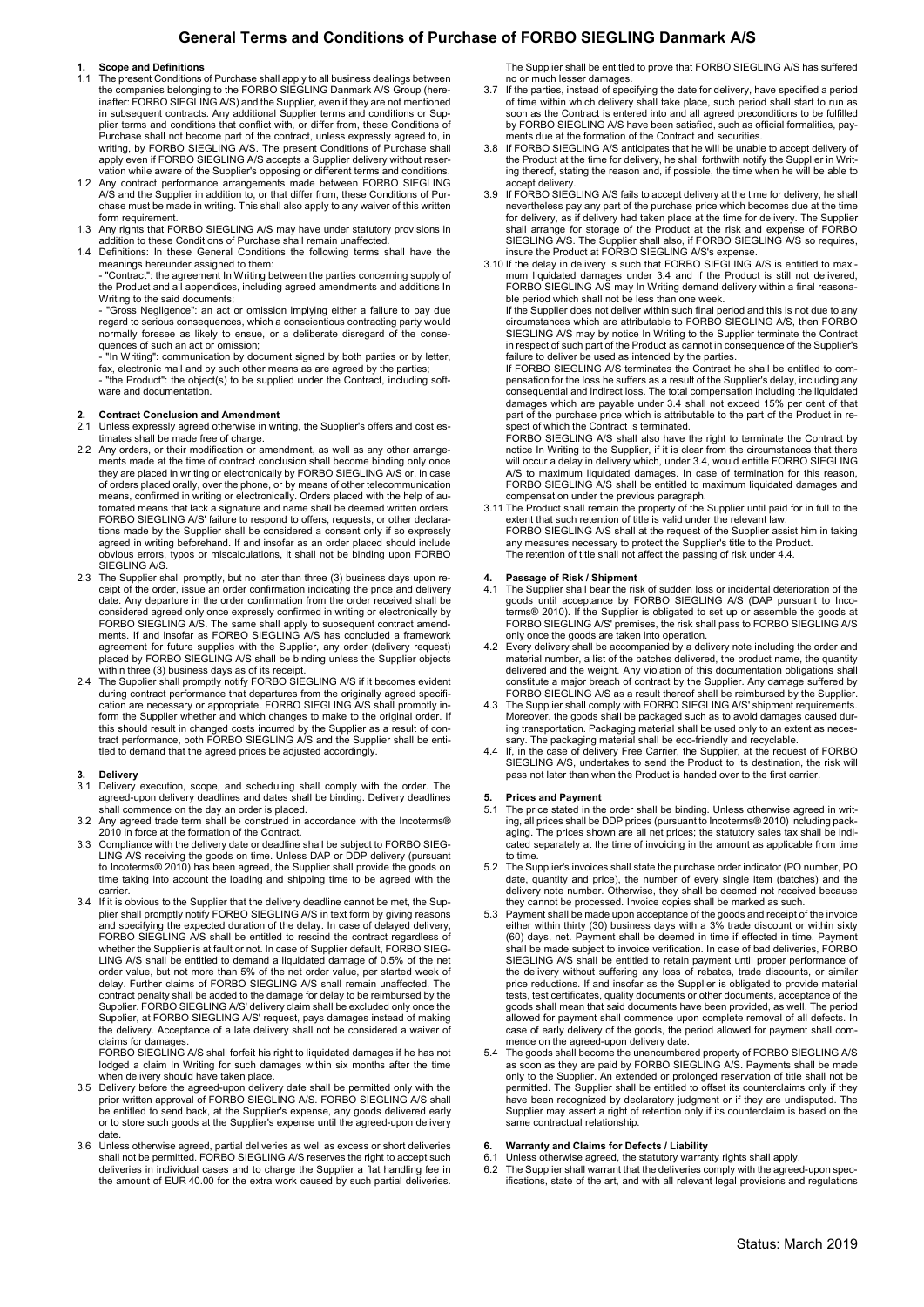# General Terms and Conditions of Purchase of FORBO SIEGLING Danmark A/S

## 1. Scope and Definitions

1.1 The present Conditions of Purchase shall apply to all business dealings between the companies belonging to the FORBO SIEGLING Danmark A/S Group (hereinafter: FORBO SIEGLING A/S) and the Supplier, even if they are not mentioned in subsequent contracts. Any additional Supplier terms and conditions or Supplier terms and conditions that conflict with, or differ from, these Conditions of Purchase shall not become part of the contract, unless expressly agreed to, in writing, by FORBO SIEGLING A/S. The present Conditions of Purchase shall apply even if FORBO SIEGLING A/S accepts a Supplier delivery without reservation while aware of the Supplier's opposing or different terms and conditions.

1.2 Any contract performance arrangements made between FORBO SIEGLING A/S and the Supplier in addition to, or that differ from, these Conditions of Purchase must be made in writing. This shall also apply to any waiver of this written form requirement.

1.3 Any rights that FORBO SIEGLING A/S may have under statutory provisions in addition to these Conditions of Purchase shall remain unaffected.

1.4 Definitions: In these General Conditions the following terms shall have the meanings hereunder assigned to them:

- "Contract": the agreement In Writing between the parties concerning supply of the Product and all appendices, including agreed amendments and additions In Writing to the said documents;
- "Gross Negligence": an act or omission implying either a failure to pay due regard to serious consequences, which a conscientious contracting party would normally foresee as likely to ensue, or a deliberate disregard of the consequences of such an act or omission;
- "In Writing": communication by document signed by both parties or by letter, fax, electronic mail and by such other means as are agreed by the parties;
- "the Product": the object(s) to be supplied under the Contract, including software and documentation.

## 2. Contract Conclusion and Amendment

2.1 Unless expressly agreed otherwise in writing, the Supplier's offers and cost estimates shall be made free of charge.

2.2 Any orders, or their modification or amendment, as well as any other arrangements made at the time of contract conclusion shall become binding only once they are placed in writing or electronically by FORBO SIEGLING A/S or, in case of orders placed orally, over the phone, or by means of other telecommunication means, confirmed in writing or electronically. Orders placed with the help of automated means that lack a signature and name shall be deemed written orders. FORBO SIEGLING A/S' failure to respond to offers, requests, or other declarations made by the Supplier shall be considered a consent only if so expressly agreed in writing beforehand. If and insofar as an order placed should include obvious errors, typos or miscalculations, it shall not be binding upon FORBO SIEGLING A/S.

2.3 The Supplier shall promptly, but no later than three (3) business days upon receipt of the order, issue an order confirmation indicating the price and delivery date. Any departure in the order confirmation from the order received shall be considered agreed only once expressly confirmed in writing or electronically by FORBO SIEGLING A/S. The same shall apply to subsequent contract amendments. If and insofar as FORBO SIEGLING A/S has concluded a framework agreement for future supplies with the Supplier, any order (delivery request) placed by FORBO SIEGLING A/S shall be binding unless the Supplier objects within three (3) business days as of its receipt.

2.4 The Supplier shall promptly notify FORBO SIEGLING A/S if it becomes evident during contract performance that departures from the originally agreed specification are necessary or appropriate. FORBO SIEGLING A/S shall promptly inform the Supplier whether and which changes to make to the original order. If this should result in changed costs incurred by the Supplier as a result of contract performance, both FORBO SIEGLING A/S and the Supplier shall be entitled to demand that the agreed prices be adjusted accordingly.

## 3. Delivery

3.1 Delivery execution, scope, and scheduling shall comply with the order. The agreed-upon delivery deadlines and dates shall be binding. Delivery deadlines shall commence on the day an order is placed.

3.2 Any agreed trade term shall be construed in accordance with the Incoterms® 2010 in force at the formation of the Contract.

3.3 Compliance with the delivery date or deadline shall be subject to FORBO SIEGLING A/S receiving the goods on time. Unless DAP or DDP delivery (pursuant to Incoterms® 2010) has been agreed, the Supplier shall provide the goods on time taking into account the loading and shipping time to be agreed with the carrier.

3.4 If it is obvious to the Supplier that the delivery deadline cannot be met, the Supplier shall promptly notify FORBO SIEGLING A/S in text form by giving reasons and specifying the expected duration of the delay. In case of delayed delivery, FORBO SIEGLING A/S shall be entitled to rescind the contract regardless of whether the Supplier is at fault or not. In case of Supplier default, FORBO SIEGLING A/S shall be entitled to demand a liquidated damage of 0.5% of the net order value, but not more than 5% of the net order value, per started week of delay. Further claims of FORBO SIEGLING A/S shall remain unaffected. The contract penalty shall be added to the damage for delay to be reimbursed by the Supplier. FORBO SIEGLING A/S' delivery claim shall be excluded only once the Supplier, at FORBO SIEGLING A/S' request, pays damages instead of making the delivery. Acceptance of a late delivery shall not be considered a waiver of claims for damages.

FORBO SIEGLING A/S shall forfeit his right to liquidated damages if he has not lodged a claim In Writing for such damages within six months after the time when delivery should have taken place.

3.5 Delivery before the agreed-upon delivery date shall be permitted only with the prior written approval of FORBO SIEGLING A/S. FORBO SIEGLING A/S shall be entitled to send back, at the Supplier's expense, any goods delivered early or to store such goods at the Supplier's expense until the agreed-upon delivery date.

3.6 Unless otherwise agreed, partial deliveries as well as excess or short deliveries shall not be permitted. FORBO SIEGLING A/S reserves the right to accept such deliveries in individual cases and to charge the Supplier a flat handling fee in the amount of EUR 40.00 for the extra work caused by such partial deliveries. The Supplier shall be entitled to prove that FORBO SIEGLING A/S has suffered no or much lesser damages.

3.7 If the parties, instead of specifying the date for delivery, have specified a period of time within which delivery shall take place, such period shall start to run as soon as the Contract is entered into and all agreed preconditions to be fulfilled by FORBO SIEGLING A/S have been satisfied, such as official formalities, payments due at the formation of the Contract and securities.

3.8 If FORBO SIEGLING A/S anticipates that he will be unable to accept delivery of the Product at the time for delivery, he shall forthwith notify the Supplier in Writing thereof, stating the reason and, if possible, the time when he will be able to accept delivery.

3.9 If FORBO SIEGLING A/S fails to accept delivery at the time for delivery, he shall nevertheless pay any part of the purchase price which becomes due at the time for delivery, as if delivery had taken place at the time for delivery. The Supplier shall arrange for storage of the Product at the risk and expense of FORBO SIEGLING A/S. The Supplier shall also, if FORBO SIEGLING A/S so requires, insure the Product at FORBO SIEGLING A/S's expense.

3.10 If the delay in delivery is such that FORBO SIEGLING A/S is entitled to maximum liquidated damages under 3.4 and if the Product is still not delivered, FORBO SIEGLING A/S may In Writing demand delivery within a final reasonable period which shall not be less than one week.

If the Supplier does not deliver within such final period and this is not due to any circumstances which are attributable to FORBO SIEGLING A/S, then FORBO SIEGLING A/S may by notice In Writing to the Supplier terminate the Contract in respect of such part of the Product as cannot in consequence of the Supplier's failure to deliver be used as intended by the parties.

If FORBO SIEGLING A/S terminates the Contract he shall be entitled to compensation for the loss he suffers as a result of the Supplier's delay, including any consequential and indirect loss. The total compensation including the liquidated damages which are payable under 3.4 shall not exceed 15% per cent of that part of the purchase price which is attributable to the part of the Product in respect of which the Contract is terminated.

FORBO SIEGLING A/S shall also have the right to terminate the Contract by notice In Writing to the Supplier, if it is clear from the circumstances that there will occur a delay in delivery which, under 3.4, would entitle FORBO SIEGLING A/S to maximum liquidated damages. In case of termination for this reason, FORBO SIEGLING A/S shall be entitled to maximum liquidated damages and compensation under the previous paragraph.

3.11 The Product shall remain the property of the Supplier until paid for in full to the extent that such retention of title is valid under the relevant law.

FORBO SIEGLING A/S shall at the request of the Supplier assist him in taking any measures necessary to protect the Supplier's title to the Product.

The retention of title shall not affect the passing of risk under 4.4.

## 4. Passage of Risk / Shipment

4.1 The Supplier shall bear the risk of sudden loss or incidental deterioration of the goods until acceptance by FORBO SIEGLING A/S (DAP pursuant to Incoterms® 2010). If the Supplier is obligated to set up or assemble the goods at FORBO SIEGLING A/S' premises, the risk shall pass to FORBO SIEGLING A/S only once the goods are taken into operation.

4.2 Every delivery shall be accompanied by a delivery note including the order and material number, a list of the batches delivered, the product name, the quantity delivered and the weight. Any violation of this documentation obligations shall constitute a major breach of contract by the Supplier. Any damage suffered by FORBO SIEGLING A/S as a result thereof shall be reimbursed by the Supplier.

4.3 The Supplier shall comply with FORBO SIEGLING A/S' shipment requirements. Moreover, the goods shall be packaged such as to avoid damages caused during transportation. Packaging material shall be used only to an extent as necessary. The packaging material shall be eco-friendly and recyclable.

4.4 If, in the case of delivery Free Carrier, the Supplier, at the request of FORBO SIEGLING A/S, undertakes to send the Product to its destination, the risk will pass not later than when the Product is handed over to the first carrier.

## 5. Prices and Payment

5.1 The price stated in the order shall be binding. Unless otherwise agreed in writing, all prices shall be DDP prices (pursuant to Incoterms® 2010) including packaging. The prices shown are all net prices; the statutory sales tax shall be indicated separately at the time of invoicing in the amount as applicable from time to time.

5.2 The Supplier's invoices shall state the purchase order indicator (PO number, PO date, quantity and price), the number of every single item (batches) and the delivery note number. Otherwise, they shall be deemed not received because they cannot be processed. Invoice copies shall be marked as such.

5.3 Payment shall be made upon acceptance of the goods and receipt of the invoice either within thirty (30) business days with a 3% trade discount or within sixty (60) days, net. Payment shall be deemed in time if effected in time. Payment shall be made subject to invoice verification. In case of bad deliveries, FORBO SIEGLING A/S shall be entitled to retain payment until proper performance of the delivery without suffering any loss of rebates, trade discounts, or similar price reductions. If and insofar as the Supplier is obligated to provide material tests, test certificates, quality documents or other documents, acceptance of the goods shall mean that said documents have been provided, as well. The period allowed for payment shall commence upon complete removal of all defects. In case of early delivery of the goods, the period allowed for payment shall commence on the agreed-upon delivery date.

5.4 The goods shall become the unencumbered property of FORBO SIEGLING A/S as soon as they are paid by FORBO SIEGLING A/S. Payments shall be made only to the Supplier. An extended or prolonged reservation of title shall not be permitted. The Supplier shall be entitled to offset its counterclaims only if they have been recognized by declaratory judgment or if they are undisputed. The Supplier may assert a right of retention only if its counterclaim is based on the same contractual relationship.

## 6. Warranty and Claims for Defects / Liability

6.1 Unless otherwise agreed, the statutory warranty rights shall apply.

6.2 The Supplier shall warrant that the deliveries comply with the agreed-upon specifications, state of the art, and with all relevant legal provisions and regulations

Status: March 2019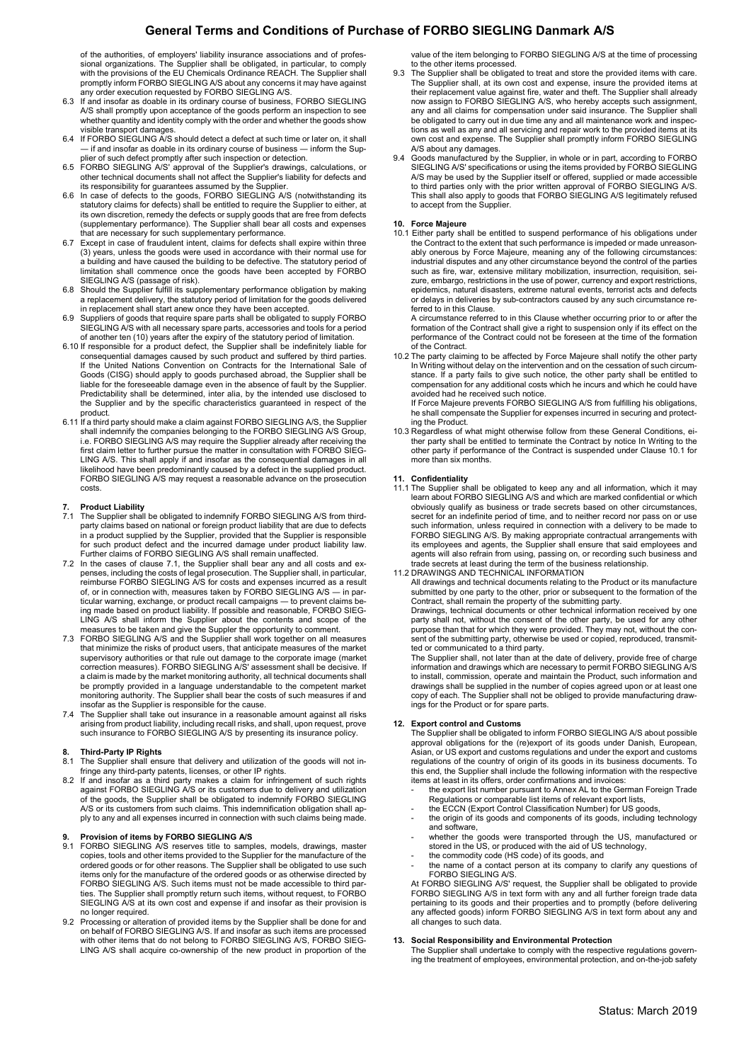of the authorities, of employers' liability insurance associations and of professional organizations. The Supplier shall be obligated, in particular, to comply with the provisions of the EU Chemicals Ordinance REACH. The Supplier shall promptly inform FORBO SIEGLING A/S about any concerns it may have against any order execution requested by FORBO SIEGLING A/S.

6.3 If and insofar as doable in its ordinary course of business, FORBO SIEGLING A/S shall promptly upon acceptance of the goods perform an inspection to see whether quantity and identity comply with the order and whether the goods show visible transport damages.

6.4 If FORBO SIEGLING A/S should detect a defect at such time or later on, it shall — if and insofar as doable in its ordinary course of business — inform the Supplier of such defect promptly after such inspection or detection.

6.5 FORBO SIEGLING A/S' approval of the Supplier's drawings, calculations, or other technical documents shall not affect the Supplier's liability for defects and its responsibility for guarantees assumed by the Supplier.

6.6 In case of defects to the goods, FORBO SIEGLING A/S (notwithstanding its statutory claims for defects) shall be entitled to require the Supplier to either, at its own discretion, remedy the defects or supply goods that are free from defects (supplementary performance). The Supplier shall bear all costs and expenses that are necessary for such supplementary performance.

6.7 Except in case of fraudulent intent, claims for defects shall expire within three (3) years, unless the goods were used in accordance with their normal use for a building and have caused the building to be defective. The statutory period of limitation shall commence once the goods have been accepted by FORBO SIEGLING A/S (passage of risk).

6.8 Should the Supplier fulfill its supplementary performance obligation by making a replacement delivery, the statutory period of limitation for the goods delivered in replacement shall start anew once they have been accepted.

6.9 Suppliers of goods that require spare parts shall be obligated to supply FORBO SIEGLING A/S with all necessary spare parts, accessories and tools for a period of another ten (10) years after the expiry of the statutory period of limitation.

6.10 If responsible for a product defect, the Supplier shall be indefinitely liable for consequential damages caused by such product and suffered by third parties. If the United Nations Convention on Contracts for the International Sale of Goods (CISG) should apply to goods purchased abroad, the Supplier shall be liable for the foreseeable damage even in the absence of fault by the Supplier. Predictability shall be determined, inter alia, by the intended use disclosed to the Supplier and by the specific characteristics guaranteed in respect of the product.

6.11 If a third party should make a claim against FORBO SIEGLING A/S, the Supplier shall indemnify the companies belonging to the FORBO SIEGLING A/S Group, i.e. FORBO SIEGLING A/S may require the Supplier already after receiving the first claim letter to further pursue the matter in consultation with FORBO SIEGLING A/S. This shall apply if and insofar as the consequential damages in all likelihood have been predominantly caused by a defect in the supplied product. FORBO SIEGLING A/S may request a reasonable advance on the prosecution costs.

## 7. Product Liability

7.1 The Supplier shall be obligated to indemnify FORBO SIEGLING A/S from third-party claims based on national or foreign product liability that are due to defects in a product supplied by the Supplier, provided that the Supplier is responsible for such product defect and the incurred damage under product liability law. Further claims of FORBO SIEGLING A/S shall remain unaffected.

7.2 In the cases of clause 7.1, the Supplier shall bear any and all costs and expenses, including the costs of legal prosecution. The Supplier shall, in particular, reimburse FORBO SIEGLING A/S for costs and expenses incurred as a result of, or in connection with, measures taken by FORBO SIEGLING A/S — in particular warning, exchange, or product recall campaigns — to prevent claims being made based on product liability. If possible and reasonable, FORBO SIEGLING A/S shall inform the Supplier about the contents and scope of the measures to be taken and give the Supper the opportunity to comment.

7.3 FORBO SIEGLING A/S and the Supplier shall work together on all measures that minimize the risks of product users, that anticipate measures of the market supervisory authorities or that rule out damage to the corporate image (market correction measures). FORBO SIEGLING A/S' assessment shall be decisive. If a claim is made by the market monitoring authority, all technical documents shall be promptly provided in a language understandable to the competent market monitoring authority. The Supplier shall bear the costs of such measures if and insofar as the Supplier is responsible for the cause.

7.4 The Supplier shall take out insurance in a reasonable amount against all risks arising from product liability, including recall risks, and shall, upon request, prove such insurance to FORBO SIEGLING A/S by presenting its insurance policy.

## 8. Third-Party IP Rights

8.1 The Supplier shall ensure that delivery and utilization of the goods will not infringe any third-party patents, licenses, or other IP rights.

8.2 If and insofar as a third party makes a claim for infringement of such rights against FORBO SIEGLING A/S or its customers due to delivery and utilization of the goods, the Supplier shall be obligated to indemnify FORBO SIEGLING A/S or its customers from such claims. This indemnification obligation shall apply to any and all expenses incurred in connection with such claims being made.

## 9. Provision of items by FORBO SIEGLING A/S

9.1 FORBO SIEGLING A/S reserves title to samples, models, drawings, master copies, tools and other items provided to the Supplier for the manufacture of the ordered goods or for other reasons. The Supplier shall be obligated to use such items only for the manufacture of the ordered goods or as otherwise directed by FORBO SIEGLING A/S. Such items must not be made accessible to third parties. The Supplier shall promptly return such items, without request, to FORBO SIEGLING A/S at its own cost and expense if and insofar as their provision is no longer required.

9.2 Processing or alteration of provided items by the Supplier shall be done for and on behalf of FORBO SIEGLING A/S. If and insofar as such items are processed with other items that do not belong to FORBO SIEGLING A/S, FORBO SIEGLING A/S shall acquire co-ownership of the new product in proportion of the value of the item belonging to FORBO SIEGLING A/S at the time of processing to the other items processed.

9.3 The Supplier shall be obligated to treat and store the provided items with care. The Supplier shall, at its own cost and expense, insure the provided items at their replacement value against fire, water and theft. The Supplier shall already now assign to FORBO SIEGLING A/S, who hereby accepts such assignment, any and all claims for compensation under said insurance. The Supplier shall be obligated to carry out in due time any and all maintenance work and inspections as well as any and all servicing and repair work to the provided items at its own cost and expense. The Supplier shall promptly inform FORBO SIEGLING A/S about any damages.

9.4 Goods manufactured by the Supplier, in whole or in part, according to FORBO SIEGLING A/S' specifications or using the items provided by FORBO SIEGLING A/S may be used by the Supplier itself or offered, supplied or made accessible to third parties only with the prior written approval of FORBO SIEGLING A/S. This shall also apply to goods that FORBO SIEGLING A/S legitimately refused to accept from the Supplier.

## 10. Force Majeure

10.1 Either party shall be entitled to suspend performance of his obligations under the Contract to the extent that such performance is impeded or made unreasonably onerous by Force Majeure, meaning any of the following circumstances: industrial disputes and any other circumstance beyond the control of the parties such as fire, war, extensive military mobilization, insurrection, requisition, seizure, embargo, restrictions in the use of power, currency and export restrictions, epidemics, natural disasters, extreme natural events, terrorist acts and defects or delays in deliveries by sub-contractors caused by any such circumstance referred to in this Clause.

A circumstance referred to in this Clause whether occurring prior to or after the formation of the Contract shall give a right to suspension only if its effect on the performance of the Contract could not be foreseen at the time of the formation of the Contract.

10.2 The party claiming to be affected by Force Majeure shall notify the other party In Writing without delay on the intervention and on the cessation of such circumstance. If a party fails to give such notice, the other party shall be entitled to compensation for any additional costs which he incurs and which he could have avoided had he received such notice.

If Force Majeure prevents FORBO SIEGLING A/S from fulfilling his obligations, he shall compensate the Supplier for expenses incurred in securing and protecting the Product.

10.3 Regardless of what might otherwise follow from these General Conditions, either party shall be entitled to terminate the Contract by notice In Writing to the other party if performance of the Contract is suspended under Clause 10.1 for more than six months.

## 11. Confidentiality

11.1 The Supplier shall be obligated to keep any and all information, which it may learn about FORBO SIEGLING A/S and which are marked confidential or which obviously qualify as business or trade secrets based on other circumstances, secret for an indefinite period of time, and to neither record nor pass on or use such information, unless required in connection with a delivery to be made to FORBO SIEGLING A/S. By making appropriate contractual arrangements with its employees and agents, the Supplier shall ensure that said employees and agents will also refrain from using, passing on, or recording such business and trade secrets at least during the term of the business relationship.

11.2 DRAWINGS AND TECHNICAL INFORMATION

All drawings and technical documents relating to the Product or its manufacture submitted by one party to the other, prior or subsequent to the formation of the Contract, shall remain the property of the submitting party.

Drawings, technical documents or other technical information received by one party shall not, without the consent of the other party, be used for any other purpose than that for which they were provided. They may not, without the consent of the submitting party, otherwise be used or copied, reproduced, transmitted or communicated to a third party.

The Supplier shall, not later than at the date of delivery, provide free of charge information and drawings which are necessary to permit FORBO SIEGLING A/S to install, commission, operate and maintain the Product, such information and drawings shall be supplied in the number of copies agreed upon or at least one copy of each. The Supplier shall not be obliged to provide manufacturing drawings for the Product or for spare parts.

## 12. Export control and Customs

The Supplier shall be obligated to inform FORBO SIEGLING A/S about possible approval obligations for the (re)export of its goods under Danish, European, Asian, or US export and customs regulations and under the export and customs regulations of the country of origin of its goods in its business documents. To this end, the Supplier shall include the following information with the respective items at least in its offers, order confirmations and invoices:

- the export list number pursuant to Annex AL to the German Foreign Trade Regulations or comparable list items of relevant export lists,
- the ECCN (Export Control Classification Number) for US goods,
- the origin of its goods and components of its goods, including technology and software,
- whether the goods were transported through the US, manufactured or stored in the US, or produced with the aid of US technology,
- the commodity code (HS code) of its goods, and
- the name of a contact person at its company to clarify any questions of FORBO SIEGLING A/S.

At FORBO SIEGLING A/S' request, the Supplier shall be obligated to provide FORBO SIEGLING A/S in text form with any and all further foreign trade data pertaining to its goods and their properties and to promptly (before delivering any affected goods) inform FORBO SIEGLING A/S in text form about any and all changes to such data.

## 13. Social Responsibility and Environmental Protection

The Supplier shall undertake to comply with the respective regulations governing the treatment of employees, environmental protection, and on-the-job safety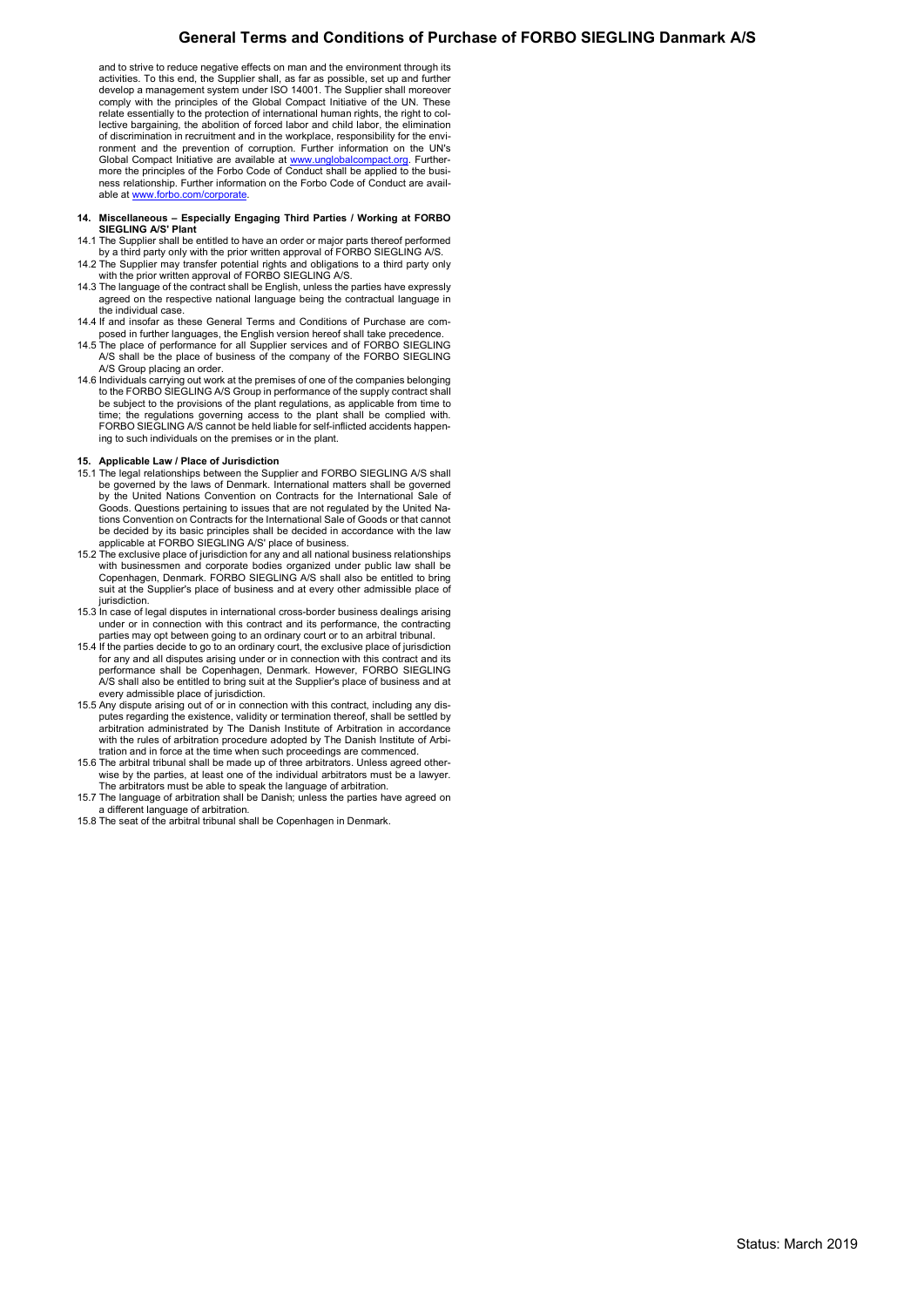and to strive to reduce negative effects on man and the environment through its activities. To this end, the Supplier shall, as far as possible, set up and further develop a management system under ISO 14001. The Supplier shall moreover comply with the principles of the Global Compact Initiative of the UN. These relate essentially to the protection of international human rights, the right to collective bargaining, the abolition of forced labor and child labor, the elimination of discrimination in recruitment and in the workplace, responsibility for the environment and the prevention of corruption. Further information on the UN's Global Compact Initiative are available at www.unglobalcompact.org. Furthermore the principles of the Forbo Code of Conduct shall be applied to the business relationship. Further information on the Forbo Code of Conduct are available at www.forbo.com/corporate.

**14. Miscellaneous – Especially Engaging Third Parties / Working at FORBO SIEGLING A/S' Plant**

14.1 The Supplier shall be entitled to have an order or major parts thereof performed by a third party only with the prior written approval of FORBO SIEGLING A/S.

14.2 The Supplier may transfer potential rights and obligations to a third party only with the prior written approval of FORBO SIEGLING A/S.

14.3 The language of the contract shall be English, unless the parties have expressly agreed on the respective national language being the contractual language in the individual case.

14.4 If and insofar as these General Terms and Conditions of Purchase are composed in further languages, the English version hereof shall take precedence.

14.5 The place of performance for all Supplier services and of FORBO SIEGLING A/S shall be the place of business of the company of the FORBO SIEGLING A/S Group placing an order.

14.6 Individuals carrying out work at the premises of one of the companies belonging to the FORBO SIEGLING A/S Group in performance of the supply contract shall be subject to the provisions of the plant regulations, as applicable from time to time; the regulations governing access to the plant shall be complied with. FORBO SIEGLING A/S cannot be held liable for self-inflicted accidents happening to such individuals on the premises or in the plant.

**15. Applicable Law / Place of Jurisdiction**

15.1 The legal relationships between the Supplier and FORBO SIEGLING A/S shall be governed by the laws of Denmark. International matters shall be governed by the United Nations Convention on Contracts for the International Sale of Goods. Questions pertaining to issues that are not regulated by the United Nations Convention on Contracts for the International Sale of Goods or that cannot be decided by its basic principles shall be decided in accordance with the law applicable at FORBO SIEGLING A/S' place of business.

15.2 The exclusive place of jurisdiction for any and all national business relationships with businessmen and corporate bodies organized under public law shall be Copenhagen, Denmark. FORBO SIEGLING A/S shall also be entitled to bring suit at the Supplier's place of business and at every other admissible place of jurisdiction.

15.3 In case of legal disputes in international cross-border business dealings arising under or in connection with this contract and its performance, the contracting parties may opt between going to an ordinary court or to an arbitral tribunal.

15.4 If the parties decide to go to an ordinary court, the exclusive place of jurisdiction for any and all disputes arising under or in connection with this contract and its performance shall be Copenhagen, Denmark. However, FORBO SIEGLING A/S shall also be entitled to bring suit at the Supplier's place of business and at every admissible place of jurisdiction.

15.5 Any dispute arising out of or in connection with this contract, including any disputes regarding the existence, validity or termination thereof, shall be settled by arbitration administrated by The Danish Institute of Arbitration in accordance with the rules of arbitration procedure adopted by The Danish Institute of Arbitration and in force at the time when such proceedings are commenced.

15.6 The arbitral tribunal shall be made up of three arbitrators. Unless agreed otherwise by the parties, at least one of the individual arbitrators must be a lawyer. The arbitrators must be able to speak the language of arbitration.

15.7 The language of arbitration shall be Danish; unless the parties have agreed on a different language of arbitration.

15.8 The seat of the arbitral tribunal shall be Copenhagen in Denmark.

Status: March 2019